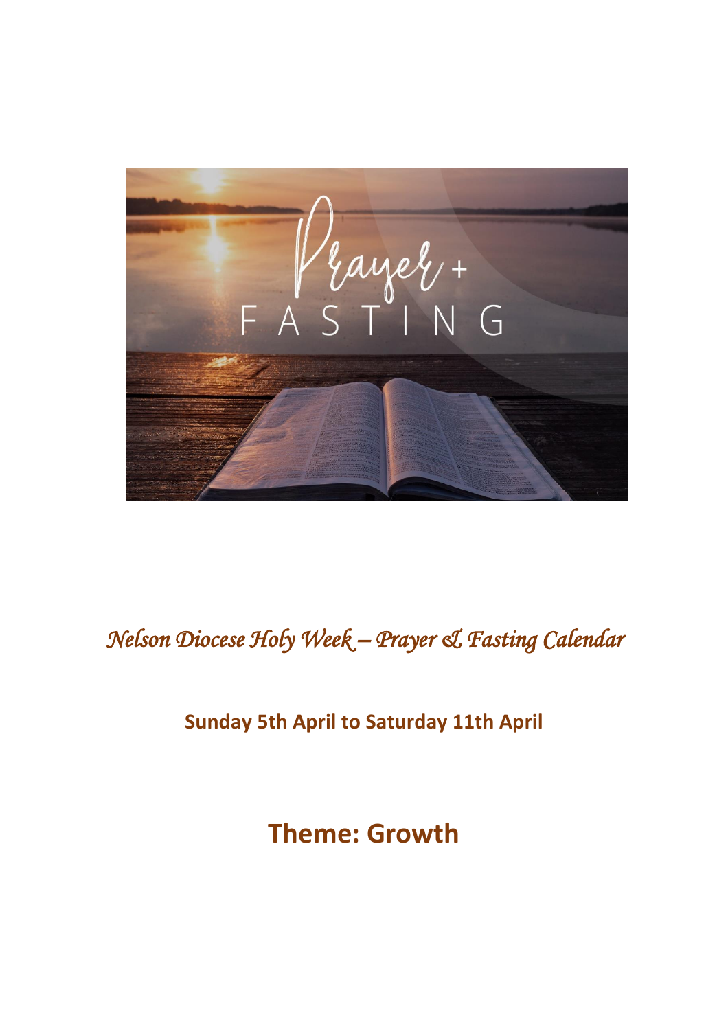*Nelson Diocese Holy Week – Prayer & Fasting Calendar*

**Sunday 5th April to Saturday 11th April**

# Theme: Growth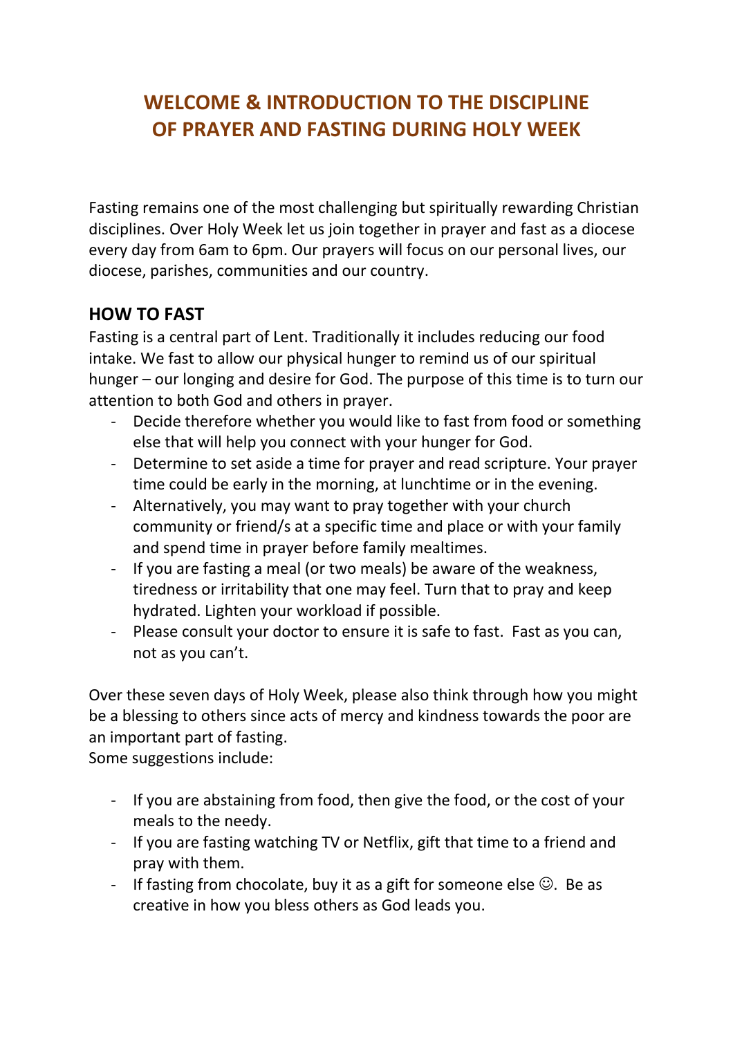# WELCOME & INTRODUCTION TO THE DISCIPLINE OF PRAYER AND FASTING DURING HOLY WEEK

Fasting remains one of the most challenging but spiritually rewarding Christian disciplines. Over Holy Week let us join together in prayer and fast as a diocese every day from 6am to 6pm. Our prayers will focus on our personal lives, our diocese, parishes, communities and our country.

## HOW TO FAST

Fasting is a central part of Lent. Traditionally it includes reducing our food intake. We fast to allow our physical hunger to remind us of our spiritual hunger – our longing and desire for God. The purpose of this time is to turn our attention to both God and others in prayer.

- Decide therefore whether you would like to fast from food or something else that will help you connect with your hunger for God.
- Determine to set aside a time for prayer and read scripture. Your prayer time could be early in the morning, at lunchtime or in the evening.
- Alternatively, you may want to pray together with your church community or friend/s at a specific time and place or with your family and spend time in prayer before family mealtimes.
- If you are fasting a meal (or two meals) be aware of the weakness, tiredness or irritability that one may feel. Turn that to pray and keep hydrated. Lighten your workload if possible.
- Please consult your doctor to ensure it is safe to fast. Fast as you can, not as you can't.

Over these seven days of Holy Week, please also think through how you might be a blessing to others since acts of mercy and kindness towards the poor are an important part of fasting.
Some suggestions include:

- If you are abstaining from food, then give the food, or the cost of your meals to the needy.
- If you are fasting watching TV or Netflix, gift that time to a friend and pray with them.
- If fasting from chocolate, buy it as a gift for someone else ☺. Be as creative in how you bless others as God leads you.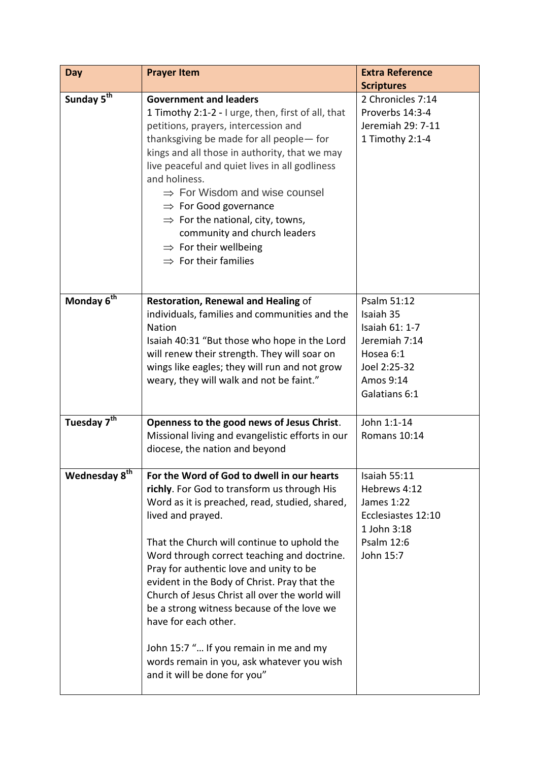| Day | Prayer Item | Extra Reference Scriptures |
|---|---|---|
| **Sunday 5th** | **Government and leaders**<br>1 Timothy 2:1-2 - I urge, then, first of all, that petitions, prayers, intercession and thanksgiving be made for all people— for kings and all those in authority, that we may live peaceful and quiet lives in all godliness and holiness.<br>⇒ For Wisdom and wise counsel<br>⇒ For Good governance<br>⇒ For the national, city, towns, community and church leaders<br>⇒ For their wellbeing<br>⇒ For their families | 2 Chronicles 7:14<br>Proverbs 14:3-4<br>Jeremiah 29: 7-11<br>1 Timothy 2:1-4 |
| **Monday 6th** | **Restoration, Renewal and Healing** of individuals, families and communities and the Nation<br>Isaiah 40:31 "But those who hope in the Lord will renew their strength. They will soar on wings like eagles; they will run and not grow weary, they will walk and not be faint." | Psalm 51:12<br>Isaiah 35<br>Isaiah 61: 1-7<br>Jeremiah 7:14<br>Hosea 6:1<br>Joel 2:25-32<br>Amos 9:14<br>Galatians 6:1 |
| **Tuesday 7th** | **Openness to the good news of Jesus Christ**. Missional living and evangelistic efforts in our diocese, the nation and beyond | John 1:1-14<br>Romans 10:14 |
| **Wednesday 8th** | **For the Word of God to dwell in our hearts richly**. For God to transform us through His Word as it is preached, read, studied, shared, lived and prayed.<br><br>That the Church will continue to uphold the Word through correct teaching and doctrine. Pray for authentic love and unity to be evident in the Body of Christ. Pray that the Church of Jesus Christ all over the world will be a strong witness because of the love we have for each other.<br><br>John 15:7 "… If you remain in me and my words remain in you, ask whatever you wish and it will be done for you" | Isaiah 55:11<br>Hebrews 4:12<br>James 1:22<br>Ecclesiastes 12:10<br>1 John 3:18<br>Psalm 12:6<br>John 15:7 |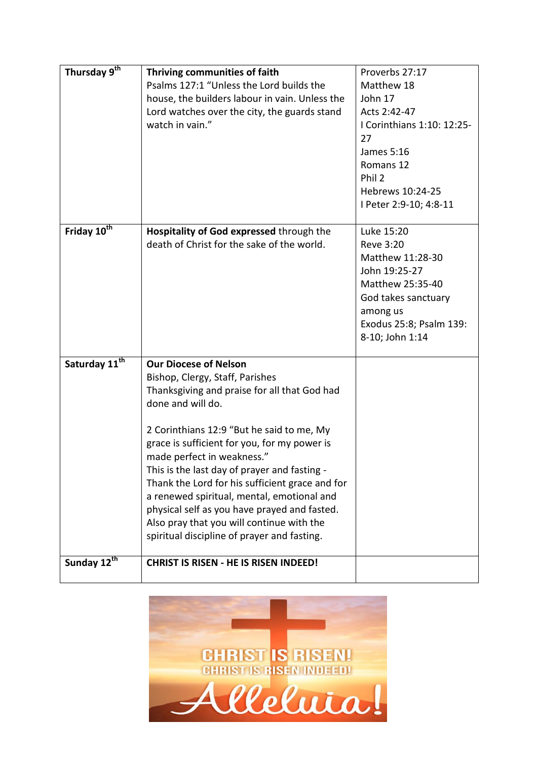| | | |
|---|---|---|
| **Thursday 9th** | **Thriving communities of faith**<br>Psalms 127:1 "Unless the Lord builds the house, the builders labour in vain. Unless the Lord watches over the city, the guards stand watch in vain." | Proverbs 27:17<br>Matthew 18<br>John 17<br>Acts 2:42-47<br>I Corinthians 1:10: 12:25-27<br>James 5:16<br>Romans 12<br>Phil 2<br>Hebrews 10:24-25<br>I Peter 2:9-10; 4:8-11 |
| **Friday 10th** | **Hospitality of God expressed** through the death of Christ for the sake of the world. | Luke 15:20<br>Reve 3:20<br>Matthew 11:28-30<br>John 19:25-27<br>Matthew 25:35-40<br>God takes sanctuary among us<br>Exodus 25:8; Psalm 139: 8-10; John 1:14 |
| **Saturday 11th** | **Our Diocese of Nelson**<br>Bishop, Clergy, Staff, Parishes<br>Thanksgiving and praise for all that God had done and will do.<br><br>2 Corinthians 12:9 "But he said to me, My grace is sufficient for you, for my power is made perfect in weakness."<br>This is the last day of prayer and fasting - Thank the Lord for his sufficient grace and for a renewed spiritual, mental, emotional and physical self as you have prayed and fasted. Also pray that you will continue with the spiritual discipline of prayer and fasting. | |
| **Sunday 12th** | **CHRIST IS RISEN - HE IS RISEN INDEED!** | |